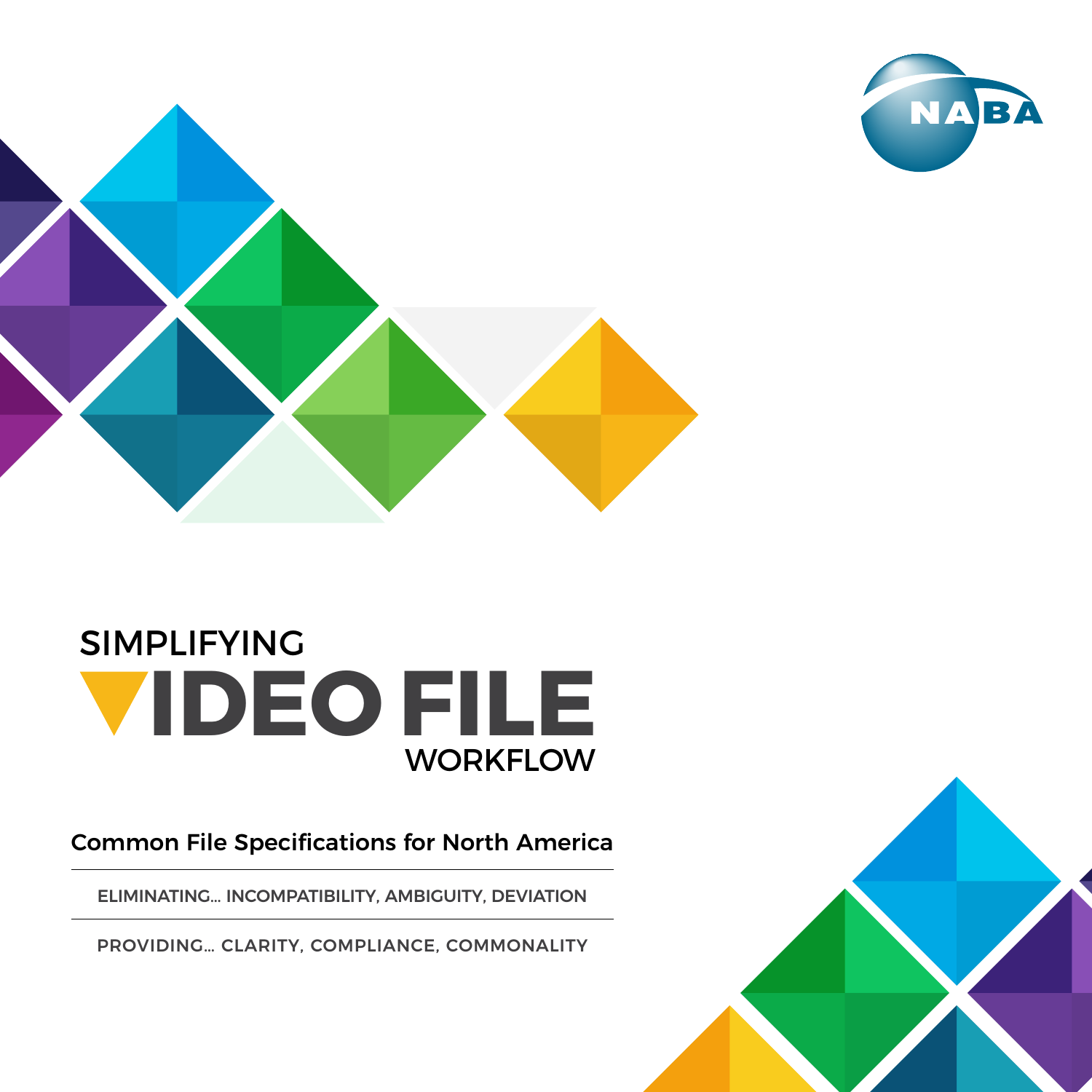NABA

# SIMPLIFYING VIDEO FILE WORKFLOW

## Common File Specifications for North America

ELIMINATING... INCOMPATIBILITY, AMBIGUITY, DEVIATION

PROVIDING... CLARITY, COMPLIANCE, COMMONALITY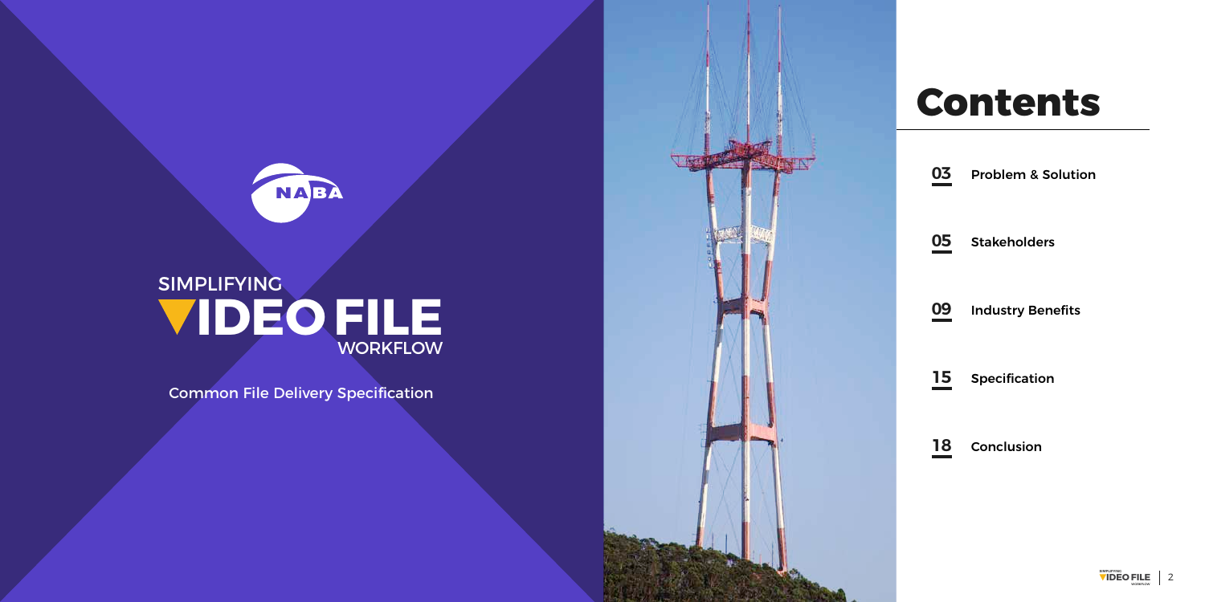NABA

# SIMPLIFYING VIDEO FILE WORKFLOW

Common File Delivery Specification

# Contents

**03** Problem & Solution

**05** Stakeholders

**09** Industry Benefits

**15** Specification

**18** Conclusion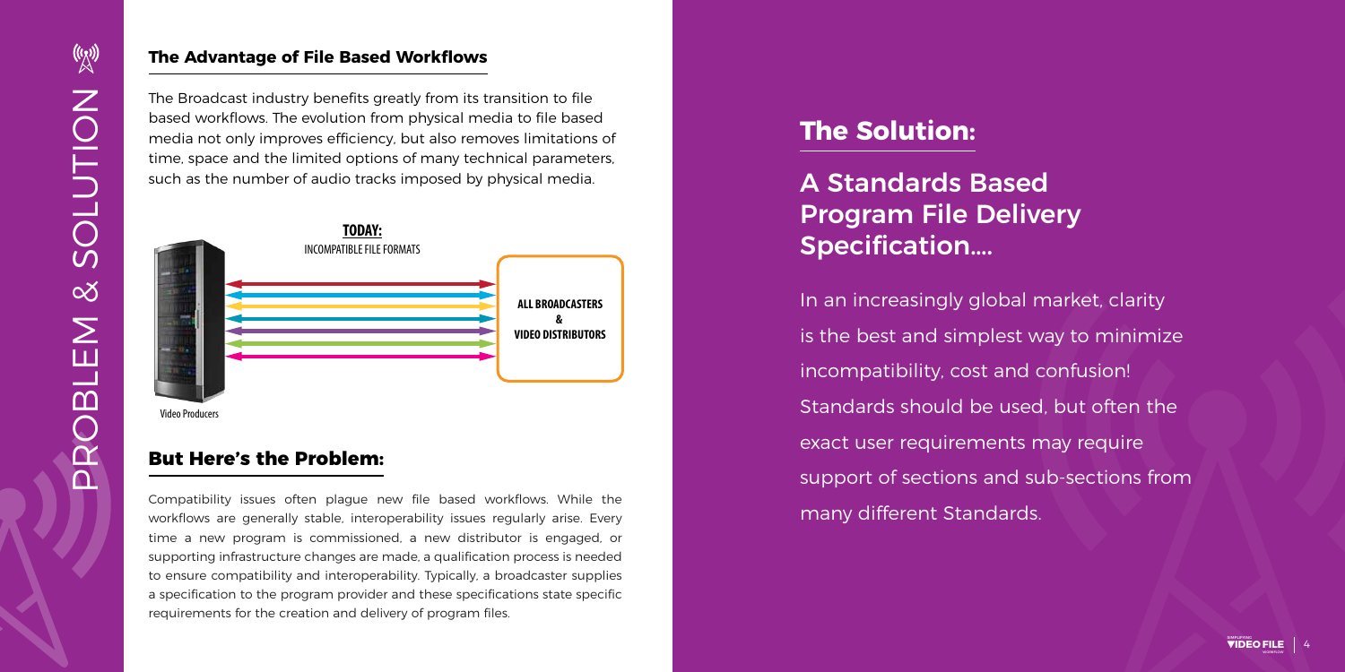## The Advantage of File Based Workflows

The Broadcast industry benefits greatly from its transition to file based workflows. The evolution from physical media to file based media not only improves efficiency, but also removes limitations of time, space and the limited options of many technical parameters, such as the number of audio tracks imposed by physical media.

**TODAY:**
INCOMPATIBLE FILE FORMATS

**ALL BROADCASTERS & VIDEO DISTRIBUTORS**

Video Producers

## But Here's the Problem:

Compatibility issues often plague new file based workflows. While the workflows are generally stable, interoperability issues regularly arise. Every time a new program is commissioned, a new distributor is engaged, or supporting infrastructure changes are made, a qualification process is needed to ensure compatibility and interoperability. Typically, a broadcaster supplies a specification to the program provider and these specifications state specific requirements for the creation and delivery of program files.

## The Solution:

### A Standards Based Program File Delivery Specification....

In an increasingly global market, clarity is the best and simplest way to minimize incompatibility, cost and confusion! Standards should be used, but often the exact user requirements may require support of sections and sub-sections from many different Standards.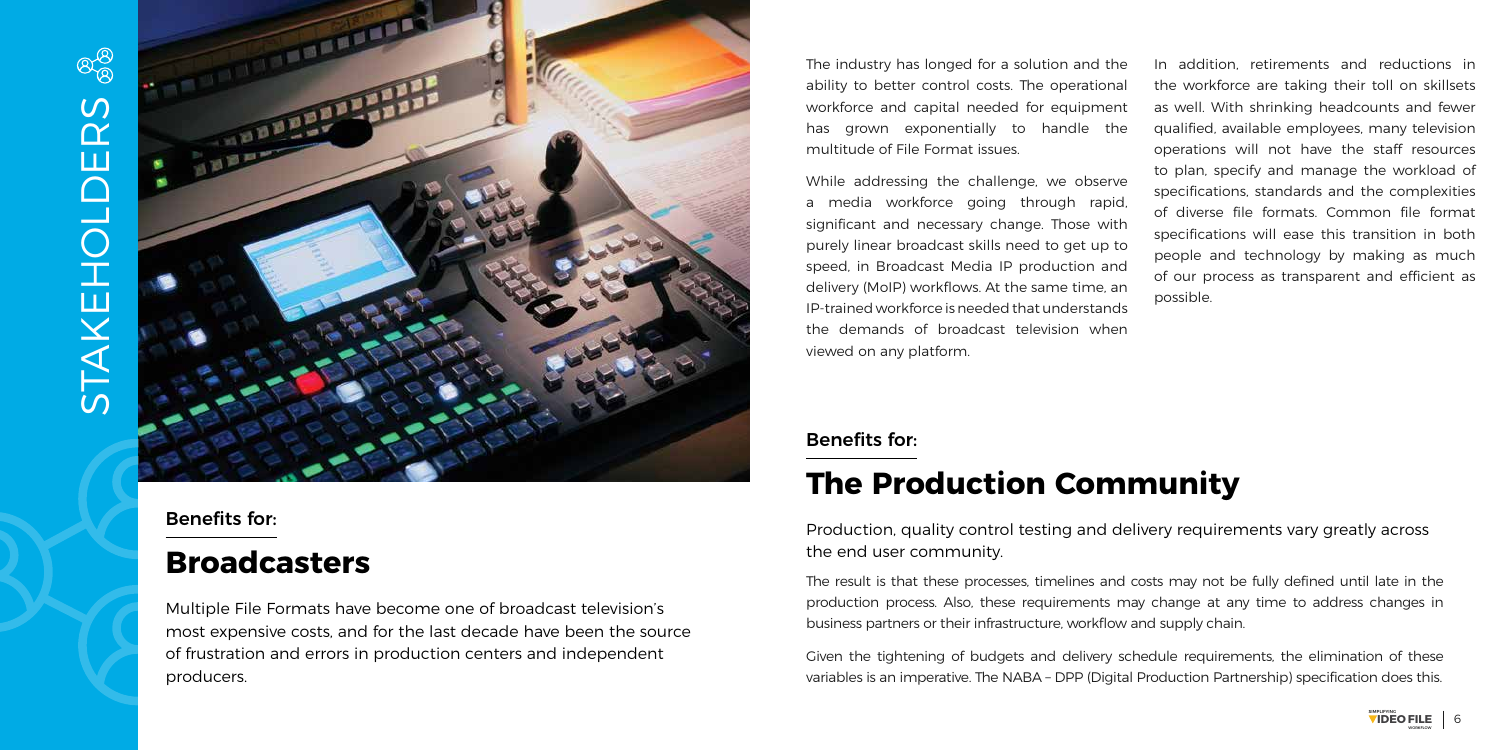# STAKEHOLDERS

## Benefits for:

## Broadcasters

Multiple File Formats have become one of broadcast television's most expensive costs, and for the last decade have been the source of frustration and errors in production centers and independent producers.

The industry has longed for a solution and the ability to better control costs. The operational workforce and capital needed for equipment has grown exponentially to handle the multitude of File Format issues.

While addressing the challenge, we observe a media workforce going through rapid, significant and necessary change. Those with purely linear broadcast skills need to get up to speed, in Broadcast Media IP production and delivery (MoIP) workflows. At the same time, an IP-trained workforce is needed that understands the demands of broadcast television when viewed on any platform.

In addition, retirements and reductions in the workforce are taking their toll on skillsets as well. With shrinking headcounts and fewer qualified, available employees, many television operations will not have the staff resources to plan, specify and manage the workload of specifications, standards and the complexities of diverse file formats. Common file format specifications will ease this transition in both people and technology by making as much of our process as transparent and efficient as possible.

## Benefits for:

## The Production Community

Production, quality control testing and delivery requirements vary greatly across the end user community.

The result is that these processes, timelines and costs may not be fully defined until late in the production process. Also, these requirements may change at any time to address changes in business partners or their infrastructure, workflow and supply chain.

Given the tightening of budgets and delivery schedule requirements, the elimination of these variables is an imperative. The NABA – DPP (Digital Production Partnership) specification does this.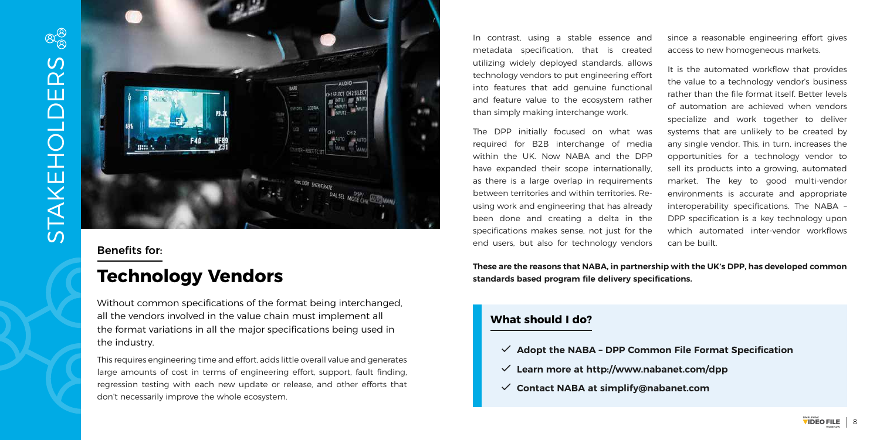STAKEHOLDERS

Benefits for:

## Technology Vendors

Without common specifications of the format being interchanged, all the vendors involved in the value chain must implement all the format variations in all the major specifications being used in the industry.

This requires engineering time and effort, adds little overall value and generates large amounts of cost in terms of engineering effort, support, fault finding, regression testing with each new update or release, and other efforts that don't necessarily improve the whole ecosystem.

In contrast, using a stable essence and metadata specification, that is created utilizing widely deployed standards, allows technology vendors to put engineering effort into features that add genuine functional and feature value to the ecosystem rather than simply making interchange work.

The DPP initially focused on what was required for B2B interchange of media within the UK. Now NABA and the DPP have expanded their scope internationally, as there is a large overlap in requirements between territories and within territories. Re-using work and engineering that has already been done and creating a delta in the specifications makes sense, not just for the end users, but also for technology vendors since a reasonable engineering effort gives access to new homogeneous markets.

It is the automated workflow that provides the value to a technology vendor's business rather than the file format itself. Better levels of automation are achieved when vendors specialize and work together to deliver systems that are unlikely to be created by any single vendor. This, in turn, increases the opportunities for a technology vendor to sell its products into a growing, automated market. The key to good multi-vendor environments is accurate and appropriate interoperability specifications. The NABA – DPP specification is a key technology upon which automated inter-vendor workflows can be built.

**These are the reasons that NABA, in partnership with the UK's DPP, has developed common standards based program file delivery specifications.**

### What should I do?

- ✓ **Adopt the NABA – DPP Common File Format Specification**
- ✓ **Learn more at http://www.nabanet.com/dpp**
- ✓ **Contact NABA at simplify@nabanet.com**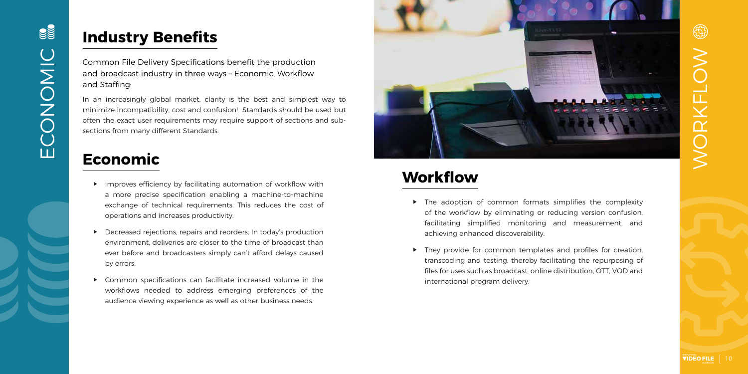## Industry Benefits

Common File Delivery Specifications benefit the production and broadcast industry in three ways – Economic, Workflow and Staffing:

In an increasingly global market, clarity is the best and simplest way to minimize incompatibility, cost and confusion! Standards should be used but often the exact user requirements may require support of sections and sub-sections from many different Standards.

## Economic

- Improves efficiency by facilitating automation of workflow with a more precise specification enabling a machine-to-machine exchange of technical requirements. This reduces the cost of operations and increases productivity.
- Decreased rejections, repairs and reorders. In today's production environment, deliveries are closer to the time of broadcast than ever before and broadcasters simply can't afford delays caused by errors.
- Common specifications can facilitate increased volume in the workflows needed to address emerging preferences of the audience viewing experience as well as other business needs.

## Workflow

- The adoption of common formats simplifies the complexity of the workflow by eliminating or reducing version confusion, facilitating simplified monitoring and measurement, and achieving enhanced discoverability.
- They provide for common templates and profiles for creation, transcoding and testing, thereby facilitating the repurposing of files for uses such as broadcast, online distribution, OTT, VOD and international program delivery.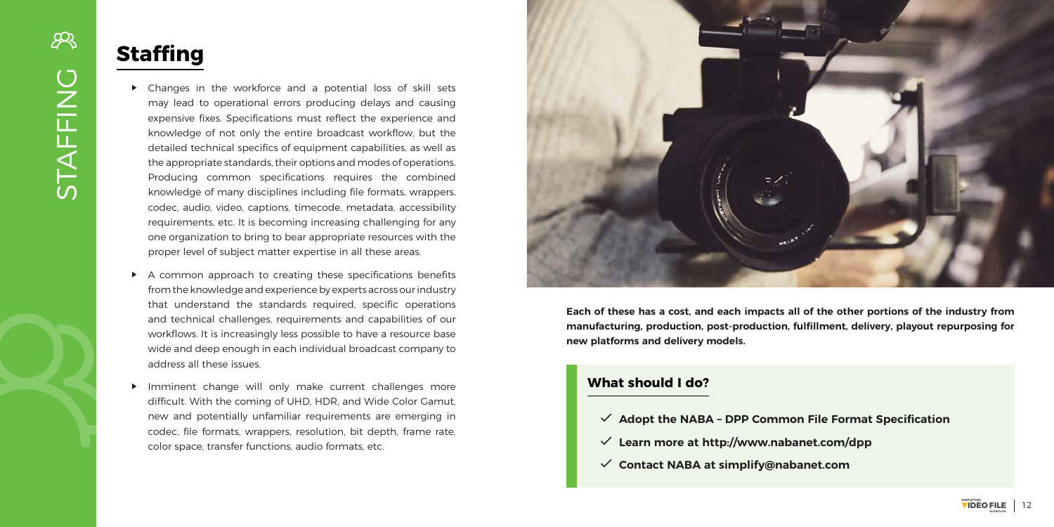## Staffing

- Changes in the workforce and a potential loss of skill sets may lead to operational errors producing delays and causing expensive fixes. Specifications must reflect the experience and knowledge of not only the entire broadcast workflow, but the detailed technical specifics of equipment capabilities, as well as the appropriate standards, their options and modes of operations. Producing common specifications requires the combined knowledge of many disciplines including file formats, wrappers, codec, audio, video, captions, timecode, metadata, accessibility requirements, etc. It is becoming increasing challenging for any one organization to bring to bear appropriate resources with the proper level of subject matter expertise in all these areas.
- A common approach to creating these specifications benefits from the knowledge and experience by experts across our industry that understand the standards required, specific operations and technical challenges, requirements and capabilities of our workflows. It is increasingly less possible to have a resource base wide and deep enough in each individual broadcast company to address all these issues.
- Imminent change will only make current challenges more difficult. With the coming of UHD, HDR, and Wide Color Gamut, new and potentially unfamiliar requirements are emerging in codec, file formats, wrappers, resolution, bit depth, frame rate, color space, transfer functions, audio formats, etc.

**Each of these has a cost, and each impacts all of the other portions of the industry from manufacturing, production, post-production, fulfillment, delivery, playout repurposing for new platforms and delivery models.**

### What should I do?

- ✓ **Adopt the NABA – DPP Common File Format Specification**
- ✓ **Learn more at http://www.nabanet.com/dpp**
- ✓ **Contact NABA at simplify@nabanet.com**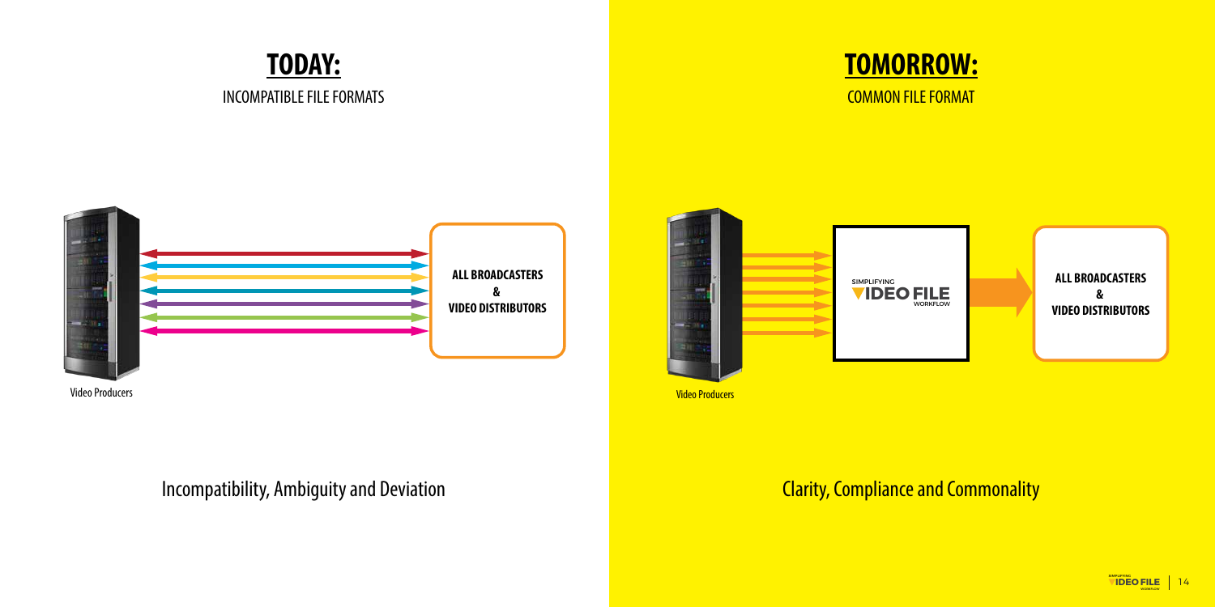## TODAY:

INCOMPATIBLE FILE FORMATS

Video Producers

**ALL BROADCASTERS & VIDEO DISTRIBUTORS**

Incompatibility, Ambiguity and Deviation

## TOMORROW:

COMMON FILE FORMAT

Video Producers

SIMPLIFYING VIDEO FILE WORKFLOW

**ALL BROADCASTERS & VIDEO DISTRIBUTORS**

Clarity, Compliance and Commonality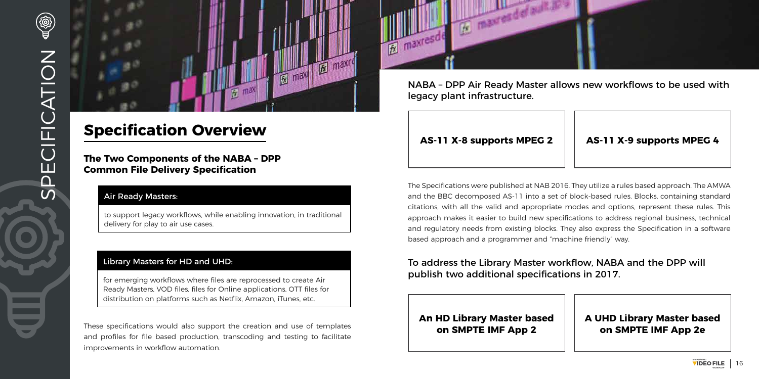# Specification Overview

## The Two Components of the NABA – DPP Common File Delivery Specification

**Air Ready Masters:**

to support legacy workflows, while enabling innovation, in traditional delivery for play to air use cases.

**Library Masters for HD and UHD:**

for emerging workflows where files are reprocessed to create Air Ready Masters, VOD files, files for Online applications, OTT files for distribution on platforms such as Netflix, Amazon, iTunes, etc.

These specifications would also support the creation and use of templates and profiles for file based production, transcoding and testing to facilitate improvements in workflow automation.

NABA – DPP Air Ready Master allows new workflows to be used with legacy plant infrastructure.

**AS-11 X-8 supports MPEG 2**

**AS-11 X-9 supports MPEG 4**

The Specifications were published at NAB 2016. They utilize a rules based approach. The AMWA and the BBC decomposed AS-11 into a set of block-based rules. Blocks, containing standard citations, with all the valid and appropriate modes and options, represent these rules. This approach makes it easier to build new specifications to address regional business, technical and regulatory needs from existing blocks. They also express the Specification in a software based approach and a programmer and "machine friendly" way.

To address the Library Master workflow, NABA and the DPP will publish two additional specifications in 2017.

**An HD Library Master based on SMPTE IMF App 2**

**A UHD Library Master based on SMPTE IMF App 2e**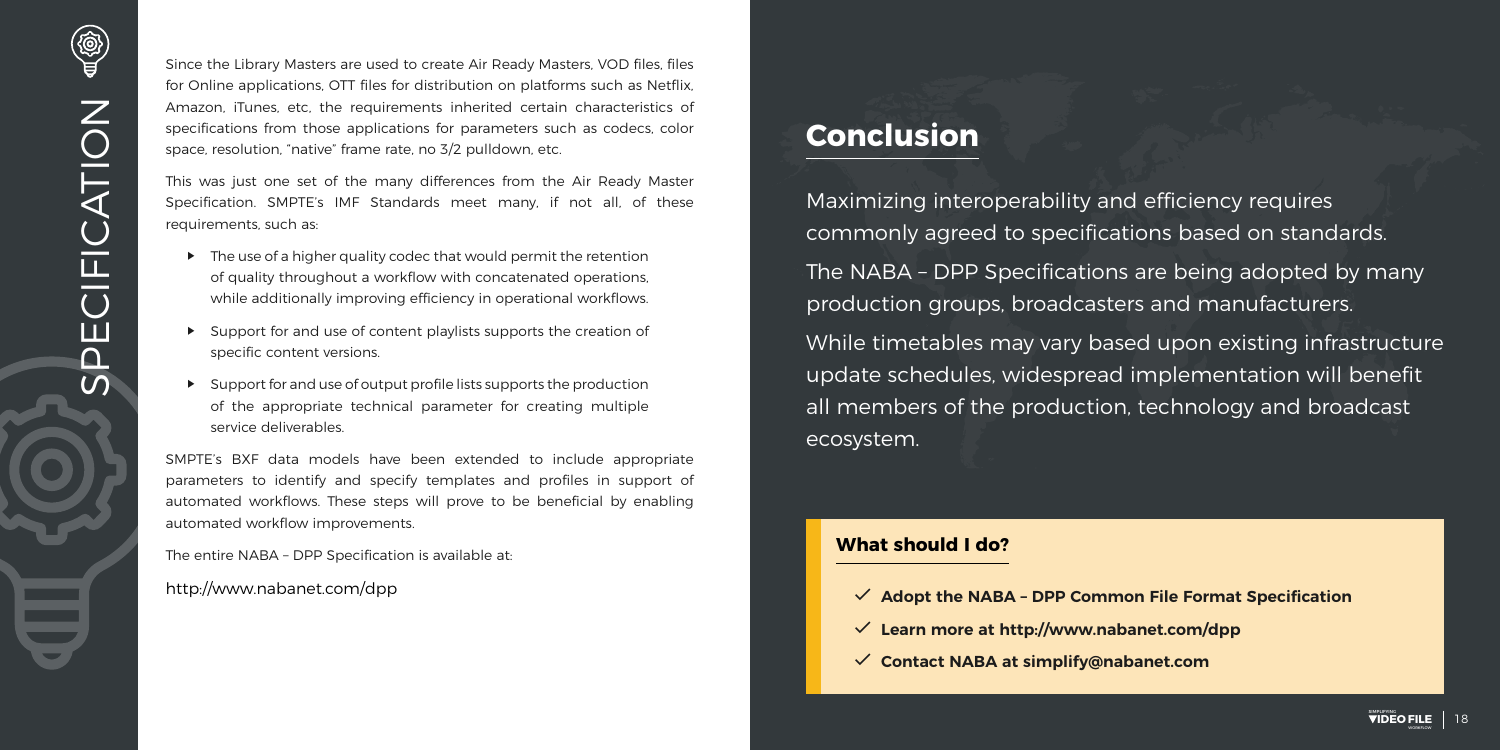Since the Library Masters are used to create Air Ready Masters, VOD files, files for Online applications, OTT files for distribution on platforms such as Netflix, Amazon, iTunes, etc, the requirements inherited certain characteristics of specifications from those applications for parameters such as codecs, color space, resolution, "native" frame rate, no 3/2 pulldown, etc.

This was just one set of the many differences from the Air Ready Master Specification. SMPTE's IMF Standards meet many, if not all, of these requirements, such as:

- The use of a higher quality codec that would permit the retention of quality throughout a workflow with concatenated operations, while additionally improving efficiency in operational workflows.
- Support for and use of content playlists supports the creation of specific content versions.
- Support for and use of output profile lists supports the production of the appropriate technical parameter for creating multiple service deliverables.

SMPTE's BXF data models have been extended to include appropriate parameters to identify and specify templates and profiles in support of automated workflows. These steps will prove to be beneficial by enabling automated workflow improvements.

The entire NABA – DPP Specification is available at:

http://www.nabanet.com/dpp

## Conclusion

Maximizing interoperability and efficiency requires commonly agreed to specifications based on standards.

The NABA – DPP Specifications are being adopted by many production groups, broadcasters and manufacturers.

While timetables may vary based upon existing infrastructure update schedules, widespread implementation will benefit all members of the production, technology and broadcast ecosystem.

### What should I do?

- ✓ **Adopt the NABA – DPP Common File Format Specification**
- ✓ **Learn more at http://www.nabanet.com/dpp**
- ✓ **Contact NABA at simplify@nabanet.com**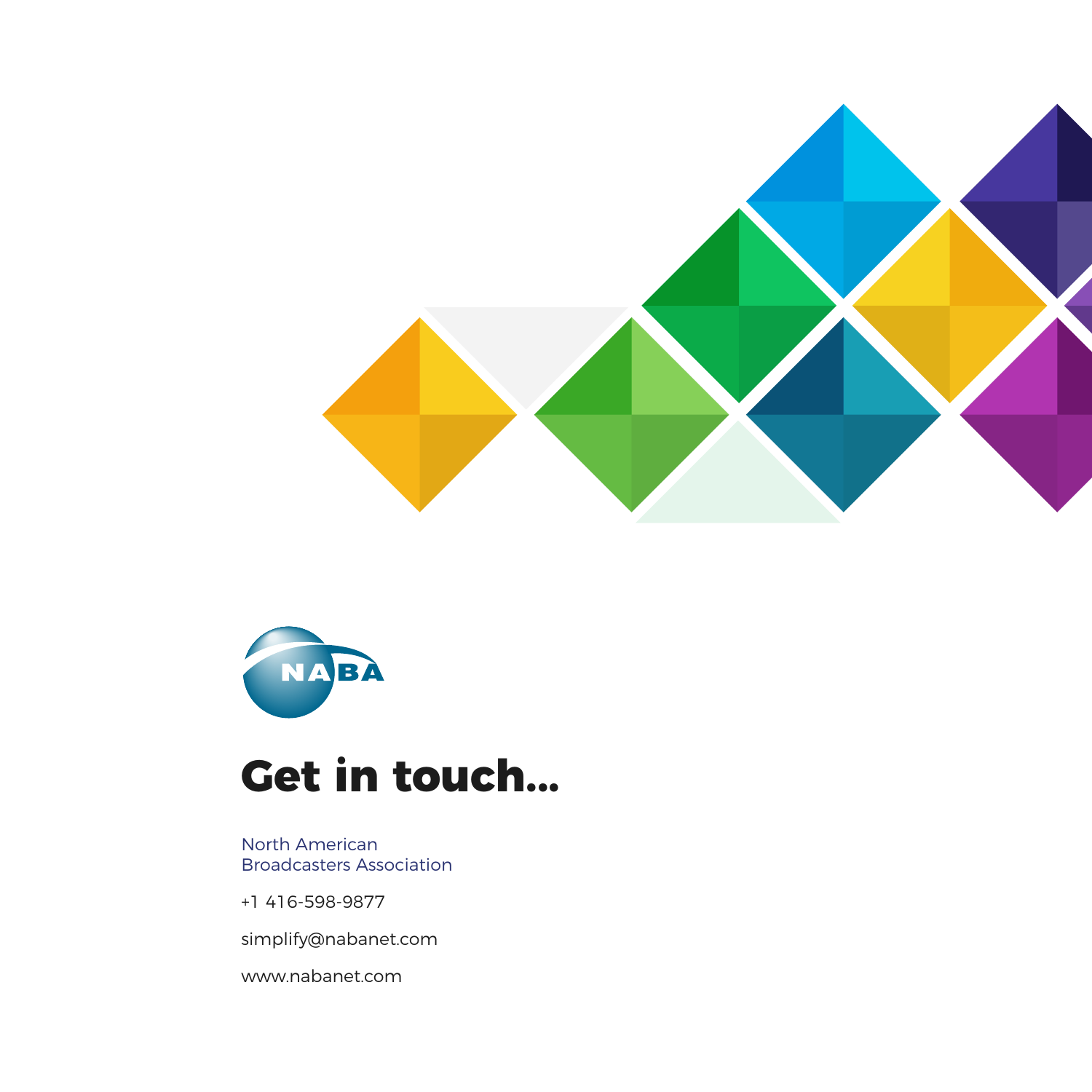# Get in touch...

North American
Broadcasters Association

+1 416-598-9877

simplify@nabanet.com

www.nabanet.com